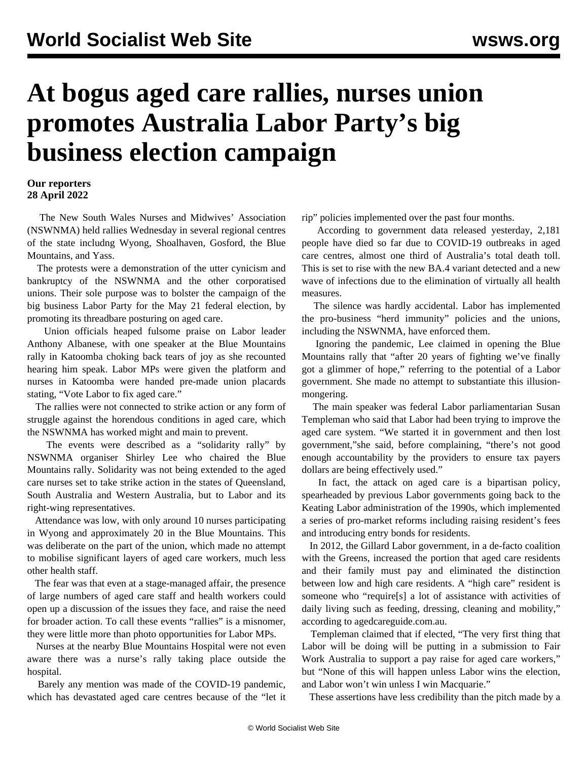# At bogus aged care rallies, nurses union promotes Australia Labor Party's big business election campaign

**Our reporters**
**28 April 2022**

The New South Wales Nurses and Midwives' Association (NSWNMA) held rallies Wednesday in several regional centres of the state includng Wyong, Shoalhaven, Gosford, the Blue Mountains, and Yass.

The protests were a demonstration of the utter cynicism and bankruptcy of the NSWNMA and the other corporatised unions. Their sole purpose was to bolster the campaign of the big business Labor Party for the May 21 federal election, by promoting its threadbare posturing on aged care.

Union officials heaped fulsome praise on Labor leader Anthony Albanese, with one speaker at the Blue Mountains rally in Katoomba choking back tears of joy as she recounted hearing him speak. Labor MPs were given the platform and nurses in Katoomba were handed pre-made union placards stating, "Vote Labor to fix aged care."

The rallies were not connected to strike action or any form of struggle against the horendous conditions in aged care, which the NSWNMA has worked might and main to prevent.

The events were described as a "solidarity rally" by NSWNMA organiser Shirley Lee who chaired the Blue Mountains rally. Solidarity was not being extended to the aged care nurses set to take strike action in the states of Queensland, South Australia and Western Australia, but to Labor and its right-wing representatives.

Attendance was low, with only around 10 nurses participating in Wyong and approximately 20 in the Blue Mountains. This was deliberate on the part of the union, which made no attempt to mobilise significant layers of aged care workers, much less other health staff.

The fear was that even at a stage-managed affair, the presence of large numbers of aged care staff and health workers could open up a discussion of the issues they face, and raise the need for broader action. To call these events "rallies" is a misnomer, they were little more than photo opportunities for Labor MPs.

Nurses at the nearby Blue Mountains Hospital were not even aware there was a nurse's rally taking place outside the hospital.

Barely any mention was made of the COVID-19 pandemic, which has devastated aged care centres because of the "let it rip" policies implemented over the past four months.

According to government data released yesterday, 2,181 people have died so far due to COVID-19 outbreaks in aged care centres, almost one third of Australia's total death toll. This is set to rise with the new BA.4 variant detected and a new wave of infections due to the elimination of virtually all health measures.

The silence was hardly accidental. Labor has implemented the pro-business "herd immunity" policies and the unions, including the NSWNMA, have enforced them.

Ignoring the pandemic, Lee claimed in opening the Blue Mountains rally that "after 20 years of fighting we've finally got a glimmer of hope," referring to the potential of a Labor government. She made no attempt to substantiate this illusion-mongering.

The main speaker was federal Labor parliamentarian Susan Templeman who said that Labor had been trying to improve the aged care system. "We started it in government and then lost government,"she said, before complaining, "there's not good enough accountability by the providers to ensure tax payers dollars are being effectively used."

In fact, the attack on aged care is a bipartisan policy, spearheaded by previous Labor governments going back to the Keating Labor administration of the 1990s, which implemented a series of pro-market reforms including raising resident's fees and introducing entry bonds for residents.

In 2012, the Gillard Labor government, in a de-facto coalition with the Greens, increased the portion that aged care residents and their family must pay and eliminated the distinction between low and high care residents. A "high care" resident is someone who "require[s] a lot of assistance with activities of daily living such as feeding, dressing, cleaning and mobility," according to agedcareguide.com.au.

Templeman claimed that if elected, "The very first thing that Labor will be doing will be putting in a submission to Fair Work Australia to support a pay raise for aged care workers," but "None of this will happen unless Labor wins the election, and Labor won't win unless I win Macquarie."

These assertions have less credibility than the pitch made by a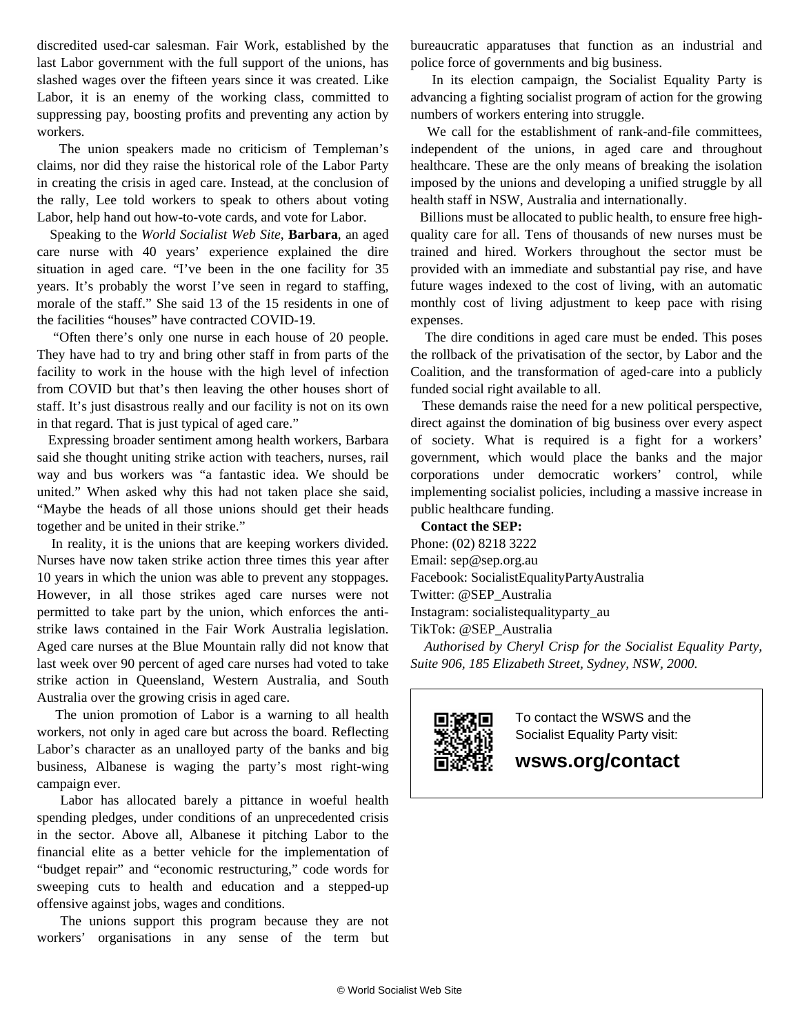discredited used-car salesman. Fair Work, established by the last Labor government with the full support of the unions, has slashed wages over the fifteen years since it was created. Like Labor, it is an enemy of the working class, committed to suppressing pay, boosting profits and preventing any action by workers.

The union speakers made no criticism of Templeman's claims, nor did they raise the historical role of the Labor Party in creating the crisis in aged care. Instead, at the conclusion of the rally, Lee told workers to speak to others about voting Labor, help hand out how-to-vote cards, and vote for Labor.

Speaking to the *World Socialist Web Site*, **Barbara**, an aged care nurse with 40 years' experience explained the dire situation in aged care. "I've been in the one facility for 35 years. It's probably the worst I've seen in regard to staffing, morale of the staff." She said 13 of the 15 residents in one of the facilities "houses" have contracted COVID-19.

"Often there's only one nurse in each house of 20 people. They have had to try and bring other staff in from parts of the facility to work in the house with the high level of infection from COVID but that's then leaving the other houses short of staff. It's just disastrous really and our facility is not on its own in that regard. That is just typical of aged care."

Expressing broader sentiment among health workers, Barbara said she thought uniting strike action with teachers, nurses, rail way and bus workers was "a fantastic idea. We should be united." When asked why this had not taken place she said, "Maybe the heads of all those unions should get their heads together and be united in their strike."

In reality, it is the unions that are keeping workers divided. Nurses have now taken strike action three times this year after 10 years in which the union was able to prevent any stoppages. However, in all those strikes aged care nurses were not permitted to take part by the union, which enforces the anti-strike laws contained in the Fair Work Australia legislation. Aged care nurses at the Blue Mountain rally did not know that last week over 90 percent of aged care nurses had voted to take strike action in Queensland, Western Australia, and South Australia over the growing crisis in aged care.

The union promotion of Labor is a warning to all health workers, not only in aged care but across the board. Reflecting Labor's character as an unalloyed party of the banks and big business, Albanese is waging the party's most right-wing campaign ever.

Labor has allocated barely a pittance in woeful health spending pledges, under conditions of an unprecedented crisis in the sector. Above all, Albanese it pitching Labor to the financial elite as a better vehicle for the implementation of "budget repair" and "economic restructuring," code words for sweeping cuts to health and education and a stepped-up offensive against jobs, wages and conditions.

The unions support this program because they are not workers' organisations in any sense of the term but bureaucratic apparatuses that function as an industrial and police force of governments and big business.

In its election campaign, the Socialist Equality Party is advancing a fighting socialist program of action for the growing numbers of workers entering into struggle.

We call for the establishment of rank-and-file committees, independent of the unions, in aged care and throughout healthcare. These are the only means of breaking the isolation imposed by the unions and developing a unified struggle by all health staff in NSW, Australia and internationally.

Billions must be allocated to public health, to ensure free high-quality care for all. Tens of thousands of new nurses must be trained and hired. Workers throughout the sector must be provided with an immediate and substantial pay rise, and have future wages indexed to the cost of living, with an automatic monthly cost of living adjustment to keep pace with rising expenses.

The dire conditions in aged care must be ended. This poses the rollback of the privatisation of the sector, by Labor and the Coalition, and the transformation of aged-care into a publicly funded social right available to all.

These demands raise the need for a new political perspective, direct against the domination of big business over every aspect of society. What is required is a fight for a workers' government, which would place the banks and the major corporations under democratic workers' control, while implementing socialist policies, including a massive increase in public healthcare funding.

**Contact the SEP:**

Phone: (02) 8218 3222

Email: sep@sep.org.au

Facebook: SocialistEqualityPartyAustralia

Twitter: @SEP_Australia

Instagram: socialistequalityparty_au

TikTok: @SEP_Australia

*Authorised by Cheryl Crisp for the Socialist Equality Party, Suite 906, 185 Elizabeth Street, Sydney, NSW, 2000.*

To contact the WSWS and the Socialist Equality Party visit:

**wsws.org/contact**